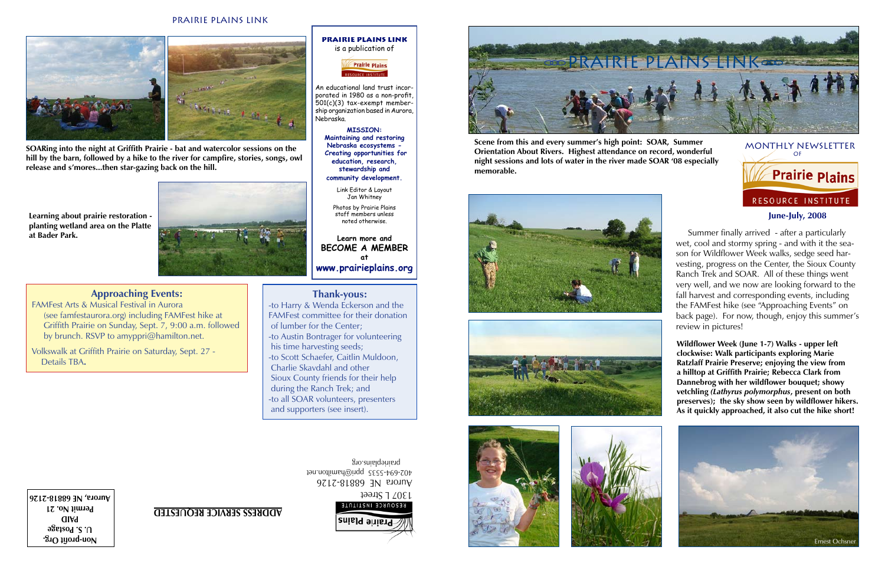# PRAIRIE PLAINS LINK

Scene from this and every summer's high point: SOAR, Summer Orientation About Rivers. Highest attendance on record, wonderful night sessions and lots of water in the river made SOAR '08 especially memorable.

MONTHLY NEWSLETTER OF

Prairie Plains RESOURCE INSTITUTE

**June-July, 2008**

Summer finally arrived - after a particularly wet, cool and stormy spring - and with it the season for Wildflower Week walks, sedge seed harvesting, progress on the Center, the Sioux County Ranch Trek and SOAR. All of these things went very well, and we now are looking forward to the fall harvest and corresponding events, including the FAMFest hike (see "Approaching Events" on back page). For now, though, enjoy this summer's review in pictures!

**Wildflower Week (June 1-7) Walks - upper left clockwise: Walk participants exploring Marie Ratzlaff Prairie Preserve; enjoying the view from a hilltop at Griffith Prairie; Rebecca Clark from Dannebrog with her wildflower bouquet; showy vetchling (*Lathyrus polymorphus*, present on both preserves); the sky show seen by wildflower hikers. As it quickly approached, it also cut the hike short!**

Ernest Ochsner

---

PRAIRIE PLAINS LINK

**SOARing into the night at Griffith Prairie - bat and watercolor sessions on the hill by the barn, followed by a hike to the river for campfire, stories, songs, owl release and s'mores...then star-gazing back on the hill.**

**Learning about prairie restoration - planting wetland area on the Platte at Bader Park.**

**PRAIRIE PLAINS LINK** is a publication of

Prairie Plains RESOURCE INSTITUTE

An educational land trust incorporated in 1980 as a non-profit, 501(c)(3) tax-exempt membership organization based in Aurora, Nebraska.

**MISSION:**
**Maintaining and restoring Nebraska ecosystems - Creating opportunities for education, research, stewardship and community development.**

Link Editor & Layout
Jan Whitney

Photos by Prairie Plains staff members unless noted otherwise.

**Learn more and BECOME A MEMBER at www.prairieplains.org**

## Approaching Events:

FAMFest Arts & Musical Festival in Aurora (see famfestaurora.org) including FAMFest hike at Griffith Prairie on Sunday, Sept. 7, 9:00 a.m. followed by brunch. RSVP to amyppri@hamilton.net.

Volkswalk at Griffith Prairie on Saturday, Sept. 27 - Details TBA.

## Thank-yous:

- -to Harry & Wenda Eckerson and the FAMFest committee for their donation of lumber for the Center;
- -to Austin Bontrager for volunteering his time harvesting seeds;
- -to Scott Schaefer, Caitlin Muldoon, Charlie Skavdahl and other Sioux County friends for their help during the Ranch Trek; and
- -to all SOAR volunteers, presenters and supporters (see insert).

Prairie Plains RESOURCE INSTITUTE
1307 L Street
Aurora NE 68818-2126
402-694-5535 ppri@hamilton.net
prairieplains.org

**ADDRESS SERVICE REQUESTED**

**Non-profit Org.**
**U. S. Postage**
**PAID**
**Permit No. 21**
**Aurora, NE 68818-2126**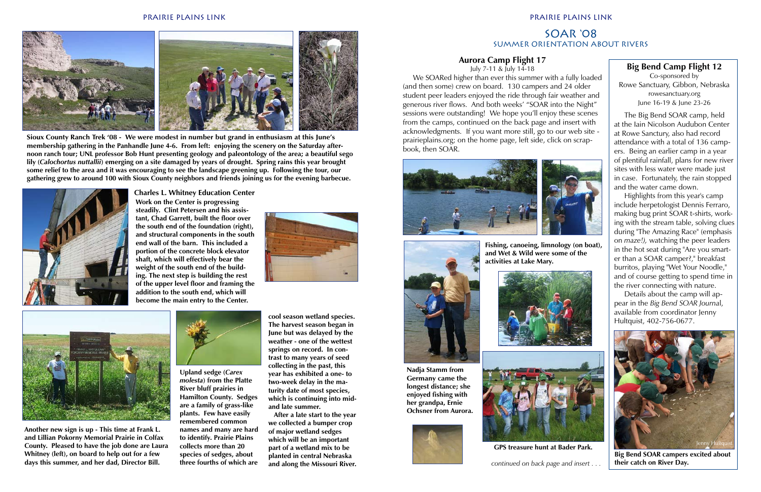**Sioux County Ranch Trek '08 - We were modest in number but grand in enthusiasm at this June's membership gathering in the Panhandle June 4-6. From left: enjoying the scenery on the Saturday afternoon ranch tour; UNL professor Bob Hunt presenting geology and paleontology of the area; a beautiful sego lily (*Calochortus nuttallii*) emerging on a site damaged by years of drought. Spring rains this year brought some relief to the area and it was encouraging to see the landscape greening up. Following the tour, our gathering grew to around 100 with Sioux County neighbors and friends joining us for the evening barbecue.**

**Charles L. Whitney Education Center**

**Work on the Center is progressing steadily. Clint Petersen and his assistant, Chad Garrett, built the floor over the south end of the foundation (right), and structural components in the south end wall of the barn. This included a portion of the concrete block elevator shaft, which will effectively bear the weight of the south end of the building. The next step is building the rest of the upper level floor and framing the addition to the south end, which will become the main entry to the Center.**

**Another new sign is up - This time at Frank L. and Lillian Pokorny Memorial Prairie in Colfax County. Pleased to have the job done are Laura Whitney (left), on board to help out for a few days this summer, and her dad, Director Bill.**

**Upland sedge (*Carex molesta*) from the Platte River bluff prairies in Hamilton County. Sedges are a family of grass-like plants. Few have easily remembered common names and many are hard to identify. Prairie Plains collects more than 20 species of sedges, about three fourths of which are cool season wetland species. The harvest season began in June but was delayed by the weather - one of the wettest springs on record. In contrast to many years of seed collecting in the past, this year has exhibited a one- to two-week delay in the maturity date of most species, which is continuing into mid- and late summer.**

**After a late start to the year we collected a bumper crop of major wetland sedges which will be an important part of a wetland mix to be planted in central Nebraska and along the Missouri River.**

# SOAR '08

## Summer Orientation About Rivers

### Aurora Camp Flight 17

July 7-11 & July 14-18

We SOARed higher than ever this summer with a fully loaded (and then some) crew on board. 130 campers and 24 older student peer leaders enjoyed the ride through fair weather and generous river flows. And both weeks' "SOAR into the Night" sessions were outstanding! We hope you'll enjoy these scenes from the camps, continued on the back page and insert with acknowledgments. If you want more still, go to our web site - prairieplains.org; on the home page, left side, click on scrapbook, then SOAR.

**Fishing, canoeing, limnology (on boat), and Wet & Wild were some of the activities at Lake Mary.**

**Nadja Stamm from Germany came the longest distance; she enjoyed fishing with her grandpa, Ernie Ochsner from Aurora.**

**GPS treasure hunt at Bader Park.**

*continued on back page and insert . . .*

### Big Bend Camp Flight 12

Co-sponsored by
Rowe Sanctuary, Gibbon, Nebraska
rowesanctuary.org
June 16-19 & June 23-26

The Big Bend SOAR camp, held at the Iain Nicolson Audubon Center at Rowe Sanctury, also had record attendance with a total of 136 campers. Being an earlier camp in a year of plentiful rainfall, plans for new river sites with less water were made just in case. Fortunately, the rain stopped and the water came down.

Highlights from this year's camp include herpetologist Dennis Ferraro, making bug print SOAR t-shirts, working with the stream table, solving clues during "The Amazing Race" (emphasis on *maze!),* watching the peer leaders in the hot seat during "Are you smarter than a SOAR camper?," breakfast burritos, playing "Wet Your Noodle," and of course getting to spend time in the river connecting with nature.

Details about the camp will appear in the *Big Bend SOAR Journal*, available from coordinator Jenny Hultquist, 402-756-0677.

Jenny Hultquist

**Big Bend SOAR campers excited about their catch on River Day.**